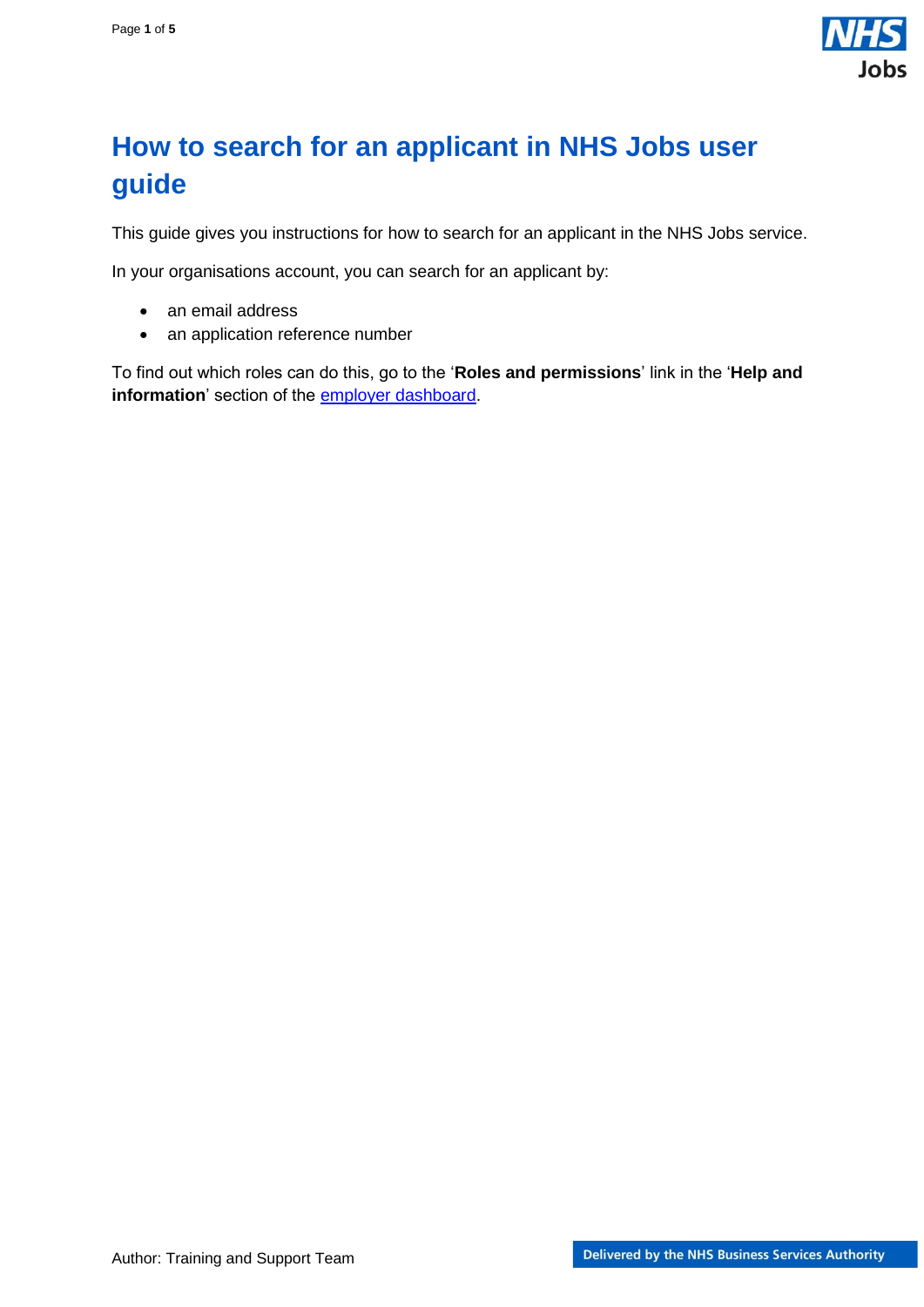# How to search for an applicant in NHS Jobs user guide

This guide gives you instructions for how to search for an applicant in the NHS Jobs service.

In your organisations account, you can search for an applicant by:

- an email address
- an application reference number

To find out which roles can do this, go to the '**Roles and permissions**' link in the '**Help and information**' section of the employer dashboard.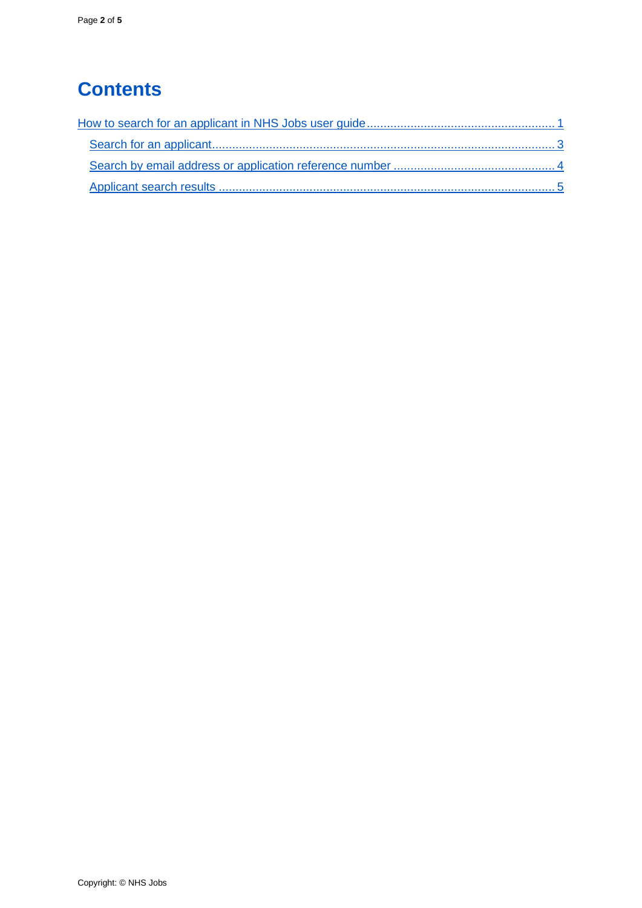# Contents

How to search for an applicant in NHS Jobs user guide ........................................................ 1

- Search for an applicant ..................................................................................................... 3
- Search by email address or application reference number ................................................ 4
- Applicant search results .................................................................................................... 5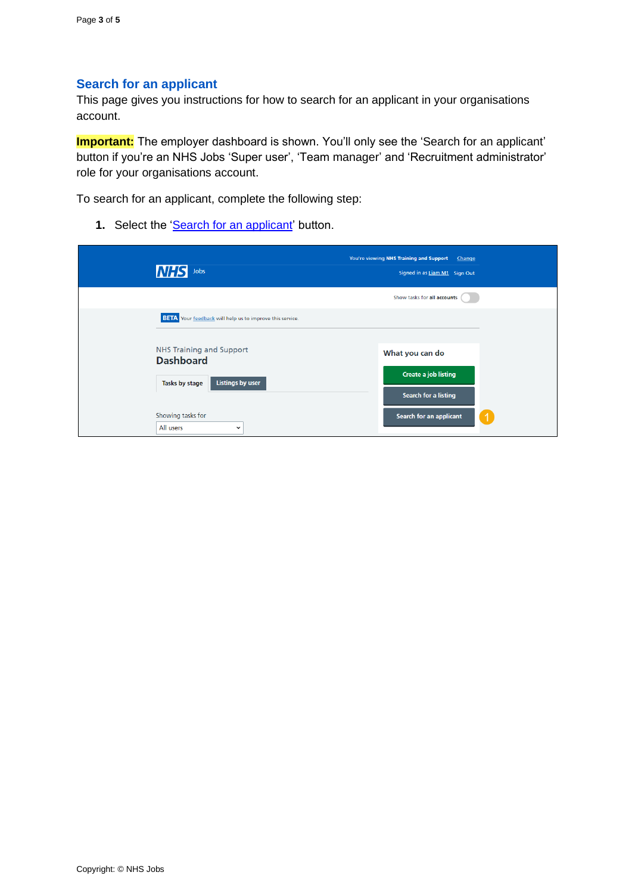## Search for an applicant

This page gives you instructions for how to search for an applicant in your organisations account.

**Important:** The employer dashboard is shown. You'll only see the 'Search for an applicant' button if you're an NHS Jobs 'Super user', 'Team manager' and 'Recruitment administrator' role for your organisations account.

To search for an applicant, complete the following step:

1. Select the 'Search for an applicant' button.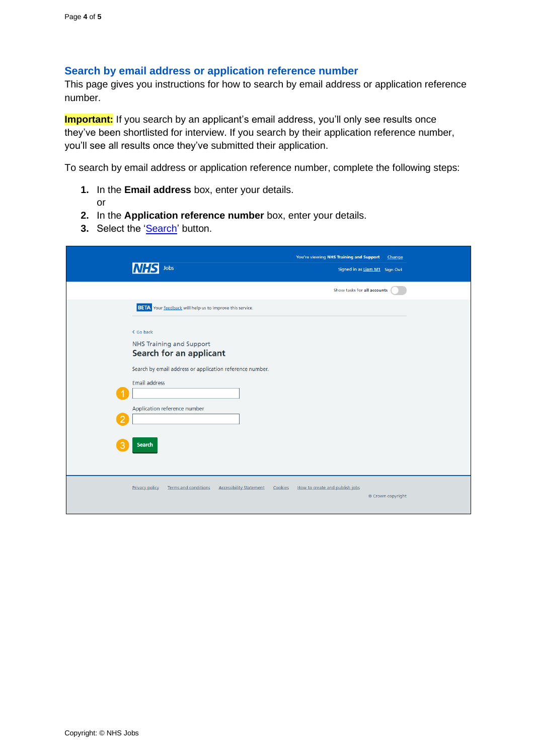## Search by email address or application reference number

This page gives you instructions for how to search by email address or application reference number.

**Important:** If you search by an applicant's email address, you'll only see results once they've been shortlisted for interview. If you search by their application reference number, you'll see all results once they've submitted their application.

To search by email address or application reference number, complete the following steps:

1. In the **Email address** box, enter your details.
   or
2. In the **Application reference number** box, enter your details.
3. Select the 'Search' button.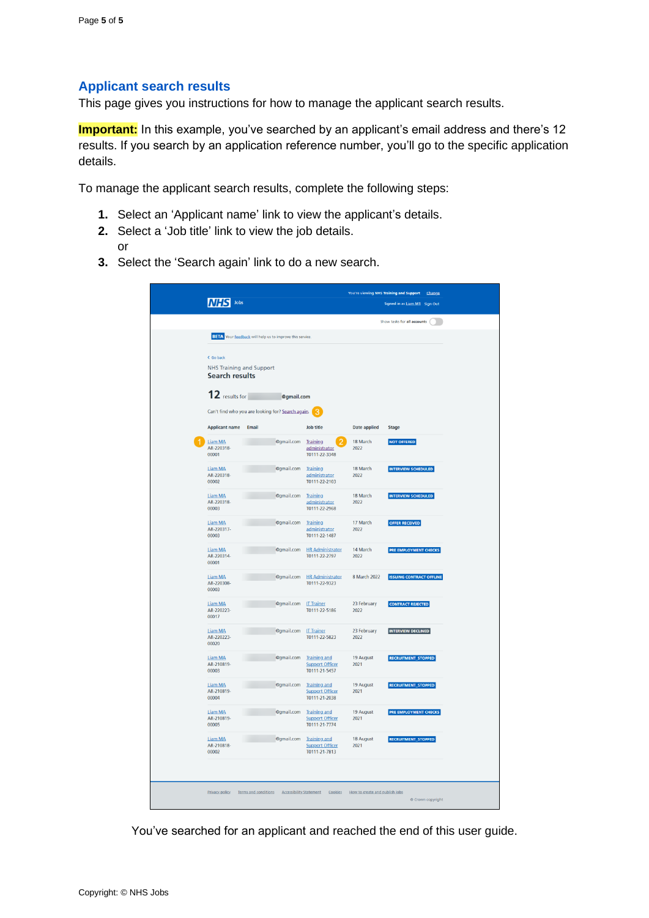## Applicant search results

This page gives you instructions for how to manage the applicant search results.

**Important:** In this example, you've searched by an applicant's email address and there's 12 results. If you search by an application reference number, you'll go to the specific application details.

To manage the applicant search results, complete the following steps:

1. Select an 'Applicant name' link to view the applicant's details.
2. Select a 'Job title' link to view the job details.
   or
3. Select the 'Search again' link to do a new search.

You've searched for an applicant and reached the end of this user guide.